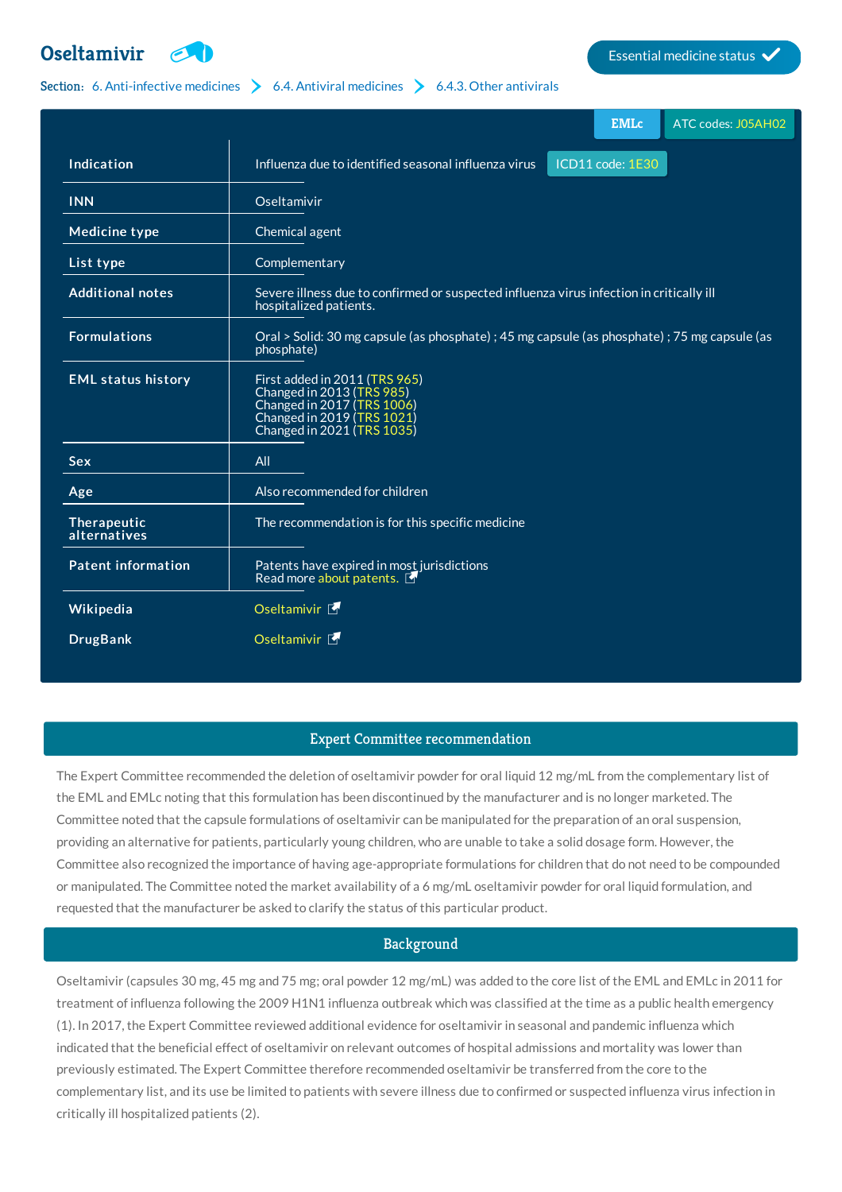# Oseltamivir

Essential medicine status ✓

**Section:** 6. Anti-infective medicines > 6.4. Antiviral medicines > 6.4.3. Other antivirals

EMLc | ATC codes: J05AH02

| | |
|---|---|
| **Indication** | Influenza due to identified seasonal influenza virus — ICD11 code: 1E30 |
| **INN** | Oseltamivir |
| **Medicine type** | Chemical agent |
| **List type** | Complementary |
| **Additional notes** | Severe illness due to confirmed or suspected influenza virus infection in critically ill hospitalized patients. |
| **Formulations** | Oral > Solid: 30 mg capsule (as phosphate) ; 45 mg capsule (as phosphate) ; 75 mg capsule (as phosphate) |
| **EML status history** | First added in 2011 (TRS 965)<br>Changed in 2013 (TRS 985)<br>Changed in 2017 (TRS 1006)<br>Changed in 2019 (TRS 1021)<br>Changed in 2021 (TRS 1035) |
| **Sex** | All |
| **Age** | Also recommended for children |
| **Therapeutic alternatives** | The recommendation is for this specific medicine |
| **Patent information** | Patents have expired in most jurisdictions<br>Read more about patents. |
| **Wikipedia** | Oseltamivir |
| **DrugBank** | Oseltamivir |

## Expert Committee recommendation

The Expert Committee recommended the deletion of oseltamivir powder for oral liquid 12 mg/mL from the complementary list of the EML and EMLc noting that this formulation has been discontinued by the manufacturer and is no longer marketed. The Committee noted that the capsule formulations of oseltamivir can be manipulated for the preparation of an oral suspension, providing an alternative for patients, particularly young children, who are unable to take a solid dosage form. However, the Committee also recognized the importance of having age-appropriate formulations for children that do not need to be compounded or manipulated. The Committee noted the market availability of a 6 mg/mL oseltamivir powder for oral liquid formulation, and requested that the manufacturer be asked to clarify the status of this particular product.

## Background

Oseltamivir (capsules 30 mg, 45 mg and 75 mg; oral powder 12 mg/mL) was added to the core list of the EML and EMLc in 2011 for treatment of influenza following the 2009 H1N1 influenza outbreak which was classified at the time as a public health emergency (1). In 2017, the Expert Committee reviewed additional evidence for oseltamivir in seasonal and pandemic influenza which indicated that the beneficial effect of oseltamivir on relevant outcomes of hospital admissions and mortality was lower than previously estimated. The Expert Committee therefore recommended oseltamivir be transferred from the core to the complementary list, and its use be limited to patients with severe illness due to confirmed or suspected influenza virus infection in critically ill hospitalized patients (2).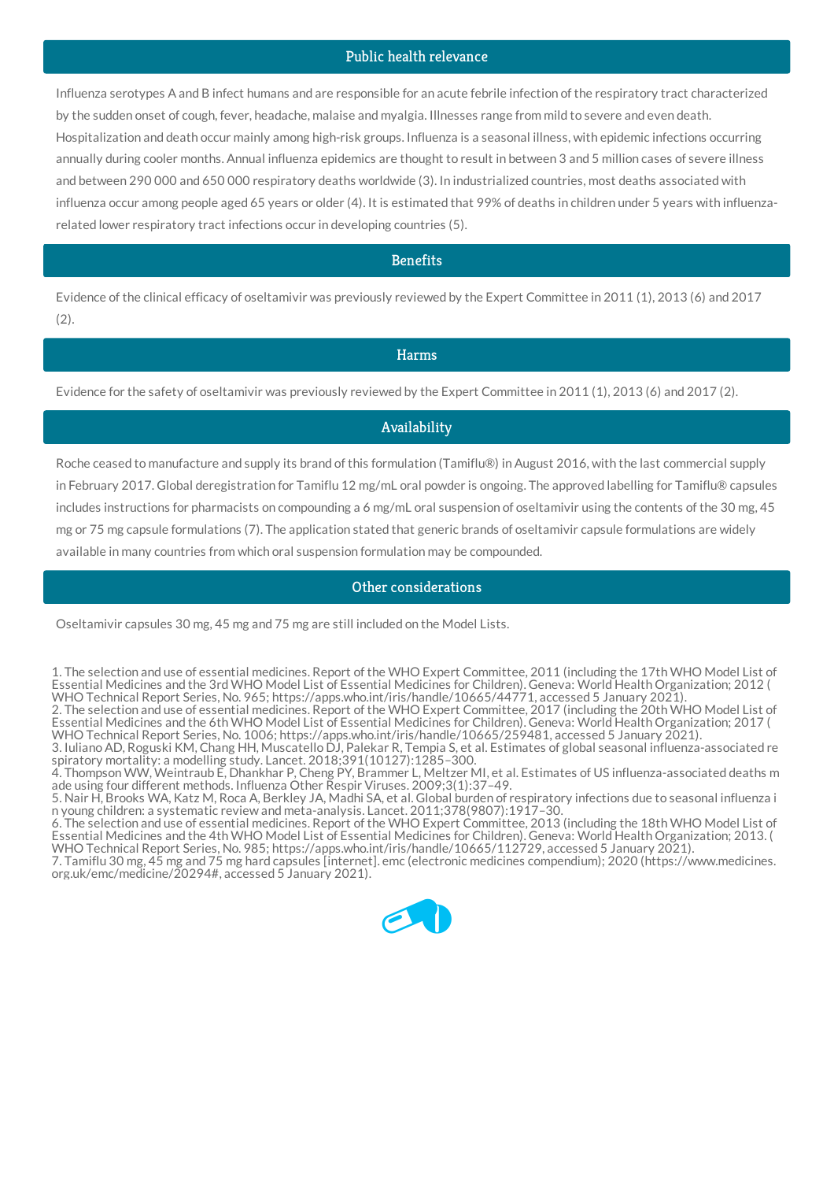## Public health relevance

Influenza serotypes A and B infect humans and are responsible for an acute febrile infection of the respiratory tract characterized by the sudden onset of cough, fever, headache, malaise and myalgia. Illnesses range from mild to severe and even death. Hospitalization and death occur mainly among high-risk groups. Influenza is a seasonal illness, with epidemic infections occurring annually during cooler months. Annual influenza epidemics are thought to result in between 3 and 5 million cases of severe illness and between 290 000 and 650 000 respiratory deaths worldwide (3). In industrialized countries, most deaths associated with influenza occur among people aged 65 years or older (4). It is estimated that 99% of deaths in children under 5 years with influenza-related lower respiratory tract infections occur in developing countries (5).

## Benefits

Evidence of the clinical efficacy of oseltamivir was previously reviewed by the Expert Committee in 2011 (1), 2013 (6) and 2017 (2).

## Harms

Evidence for the safety of oseltamivir was previously reviewed by the Expert Committee in 2011 (1), 2013 (6) and 2017 (2).

## Availability

Roche ceased to manufacture and supply its brand of this formulation (Tamiflu®) in August 2016, with the last commercial supply in February 2017. Global deregistration for Tamiflu 12 mg/mL oral powder is ongoing. The approved labelling for Tamiflu® capsules includes instructions for pharmacists on compounding a 6 mg/mL oral suspension of oseltamivir using the contents of the 30 mg, 45 mg or 75 mg capsule formulations (7). The application stated that generic brands of oseltamivir capsule formulations are widely available in many countries from which oral suspension formulation may be compounded.

## Other considerations

Oseltamivir capsules 30 mg, 45 mg and 75 mg are still included on the Model Lists.

1. The selection and use of essential medicines. Report of the WHO Expert Committee, 2011 (including the 17th WHO Model List of Essential Medicines and the 3rd WHO Model List of Essential Medicines for Children). Geneva: World Health Organization; 2012 (WHO Technical Report Series, No. 965; https://apps.who.int/iris/handle/10665/44771, accessed 5 January 2021).
2. The selection and use of essential medicines. Report of the WHO Expert Committee, 2017 (including the 20th WHO Model List of Essential Medicines and the 6th WHO Model List of Essential Medicines for Children). Geneva: World Health Organization; 2017 (WHO Technical Report Series, No. 1006; https://apps.who.int/iris/handle/10665/259481, accessed 5 January 2021).
3. Iuliano AD, Roguski KM, Chang HH, Muscatello DJ, Palekar R, Tempia S, et al. Estimates of global seasonal influenza-associated respiratory mortality: a modelling study. Lancet. 2018;391(10127):1285–300.
4. Thompson WW, Weintraub E, Dhankhar P, Cheng PY, Brammer L, Meltzer MI, et al. Estimates of US influenza-associated deaths made using four different methods. Influenza Other Respir Viruses. 2009;3(1):37–49.
5. Nair H, Brooks WA, Katz M, Roca A, Berkley JA, Madhi SA, et al. Global burden of respiratory infections due to seasonal influenza in young children: a systematic review and meta-analysis. Lancet. 2011;378(9807):1917–30.
6. The selection and use of essential medicines. Report of the WHO Expert Committee, 2013 (including the 18th WHO Model List of Essential Medicines and the 4th WHO Model List of Essential Medicines for Children). Geneva: World Health Organization; 2013. (WHO Technical Report Series, No. 985; https://apps.who.int/iris/handle/10665/112729, accessed 5 January 2021).
7. Tamiflu 30 mg, 45 mg and 75 mg hard capsules [internet]. emc (electronic medicines compendium); 2020 (https://www.medicines.org.uk/emc/medicine/20294#, accessed 5 January 2021).